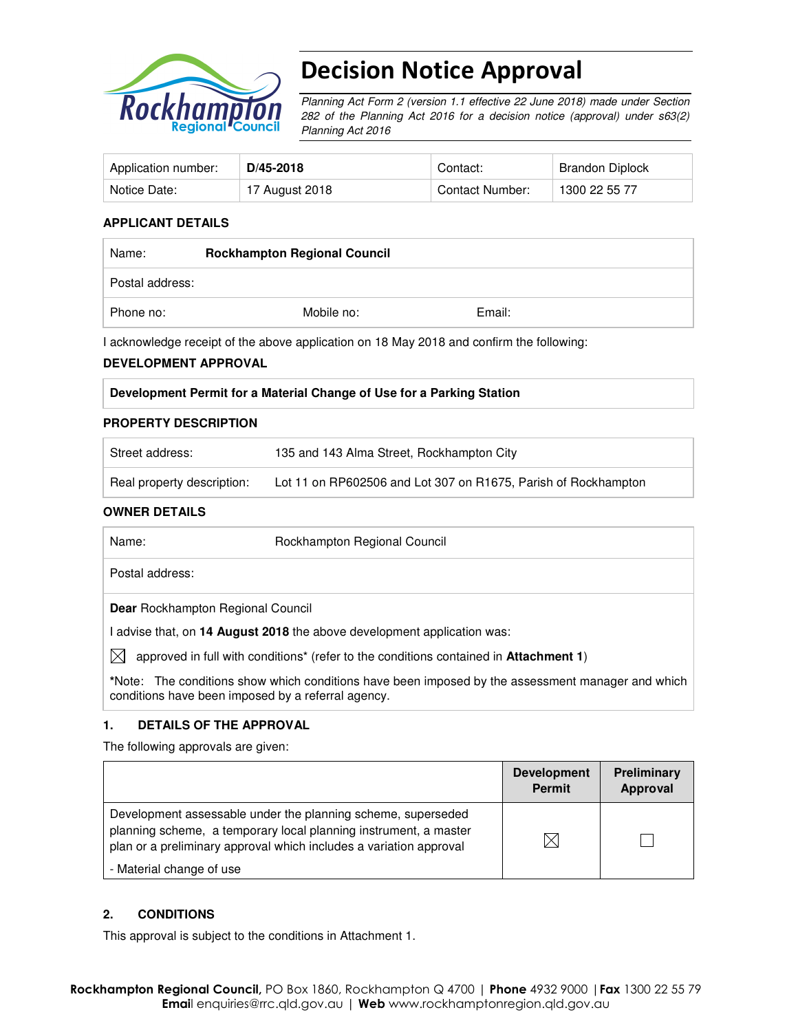# Decision Notice Approval

*Planning Act Form 2 (version 1.1 effective 22 June 2018) made under Section 282 of the Planning Act 2016 for a decision notice (approval) under s63(2) Planning Act 2016*

| Application number: | **D/45-2018** | Contact: | Brandon Diplock |
|---|---|---|---|
| Notice Date: | 17 August 2018 | Contact Number: | 1300 22 55 77 |

### APPLICANT DETAILS

| Name: | **Rockhampton Regional Council** | |
|---|---|---|
| Postal address: | | |
| Phone no: | Mobile no: | Email: |

I acknowledge receipt of the above application on 18 May 2018 and confirm the following:

### DEVELOPMENT APPROVAL

| **Development Permit for a Material Change of Use for a Parking Station** |
|---|

### PROPERTY DESCRIPTION

| Street address: | 135 and 143 Alma Street, Rockhampton City |
|---|---|
| Real property description: | Lot 11 on RP602506 and Lot 307 on R1675, Parish of Rockhampton |

### OWNER DETAILS

| Name: | Rockhampton Regional Council |
|---|---|
| Postal address: | |

**Dear** Rockhampton Regional Council

I advise that, on **14 August 2018** the above development application was:

☒ approved in full with conditions* (refer to the conditions contained in **Attachment 1**)

***Note:** The conditions show which conditions have been imposed by the assessment manager and which conditions have been imposed by a referral agency.

### 1. DETAILS OF THE APPROVAL

The following approvals are given:

| | **Development Permit** | **Preliminary Approval** |
|---|---|---|
| Development assessable under the planning scheme, superseded planning scheme, a temporary local planning instrument, a master plan or a preliminary approval which includes a variation approval<br>- Material change of use | ☒ | ☐ |

### 2. CONDITIONS

This approval is subject to the conditions in Attachment 1.

**Rockhampton Regional Council**, PO Box 1860, Rockhampton Q 4700 | **Phone** 4932 9000 | **Fax** 1300 22 55 79
**Email** enquiries@rrc.qld.gov.au | **Web** www.rockhamptonregion.qld.gov.au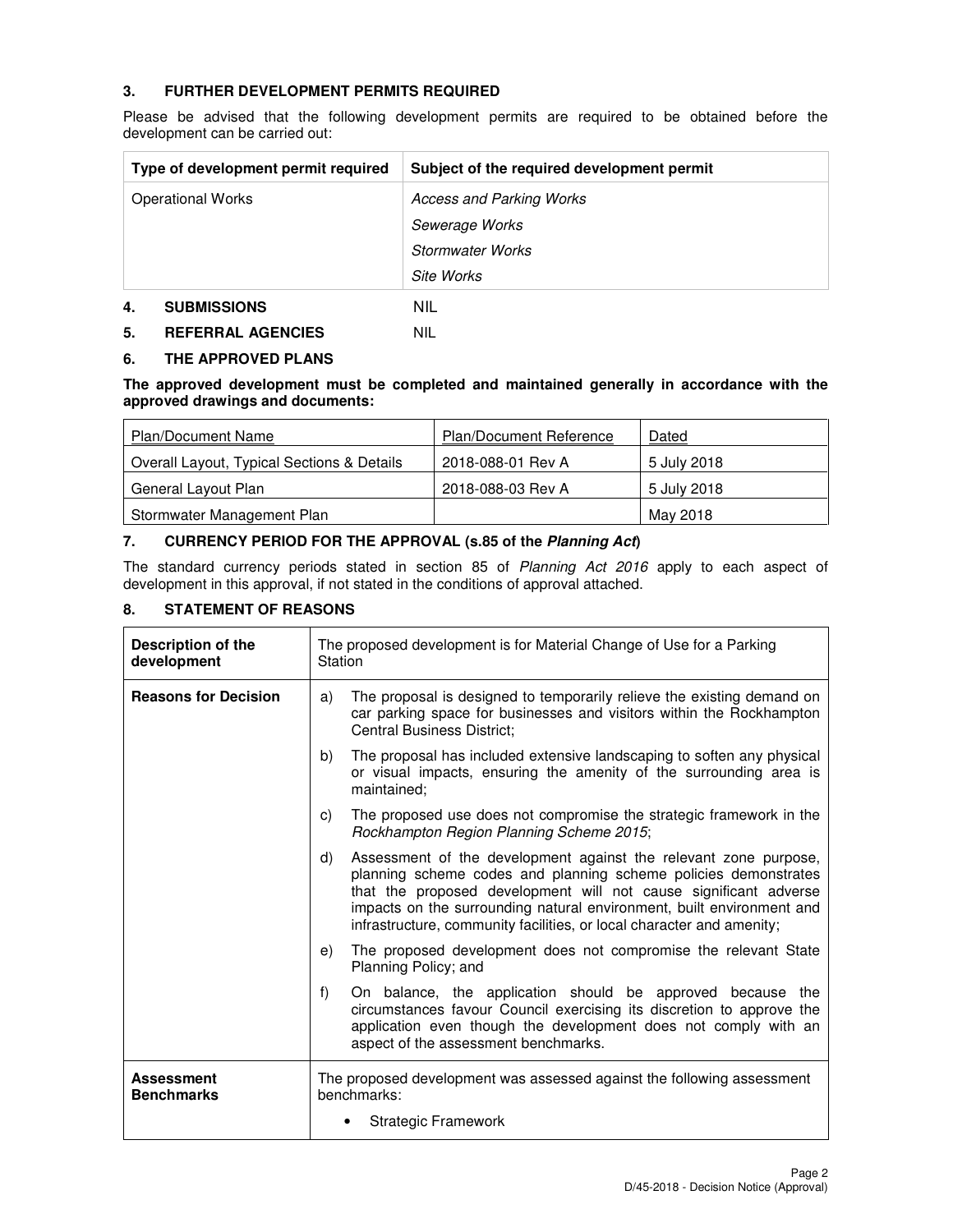## 3. FURTHER DEVELOPMENT PERMITS REQUIRED

Please be advised that the following development permits are required to be obtained before the development can be carried out:

| Type of development permit required | Subject of the required development permit |
|---|---|
| Operational Works | *Access and Parking Works*<br>*Sewerage Works*<br>*Stormwater Works*<br>*Site Works* |

## 4. SUBMISSIONS NIL

## 5. REFERRAL AGENCIES NIL

## 6. THE APPROVED PLANS

**The approved development must be completed and maintained generally in accordance with the approved drawings and documents:**

| Plan/Document Name | Plan/Document Reference | Dated |
|---|---|---|
| Overall Layout, Typical Sections & Details | 2018-088-01 Rev A | 5 July 2018 |
| General Layout Plan | 2018-088-03 Rev A | 5 July 2018 |
| Stormwater Management Plan | | May 2018 |

## 7. CURRENCY PERIOD FOR THE APPROVAL (s.85 of the *Planning Act*)

The standard currency periods stated in section 85 of *Planning Act 2016* apply to each aspect of development in this approval, if not stated in the conditions of approval attached.

## 8. STATEMENT OF REASONS

| | |
|---|---|
| **Description of the development** | The proposed development is for Material Change of Use for a Parking Station |
| **Reasons for Decision** | a) The proposal is designed to temporarily relieve the existing demand on car parking space for businesses and visitors within the Rockhampton Central Business District;<br>b) The proposal has included extensive landscaping to soften any physical or visual impacts, ensuring the amenity of the surrounding area is maintained;<br>c) The proposed use does not compromise the strategic framework in the *Rockhampton Region Planning Scheme 2015*;<br>d) Assessment of the development against the relevant zone purpose, planning scheme codes and planning scheme policies demonstrates that the proposed development will not cause significant adverse impacts on the surrounding natural environment, built environment and infrastructure, community facilities, or local character and amenity;<br>e) The proposed development does not compromise the relevant State Planning Policy; and<br>f) On balance, the application should be approved because the circumstances favour Council exercising its discretion to approve the application even though the development does not comply with an aspect of the assessment benchmarks. |
| **Assessment Benchmarks** | The proposed development was assessed against the following assessment benchmarks:<br>• Strategic Framework |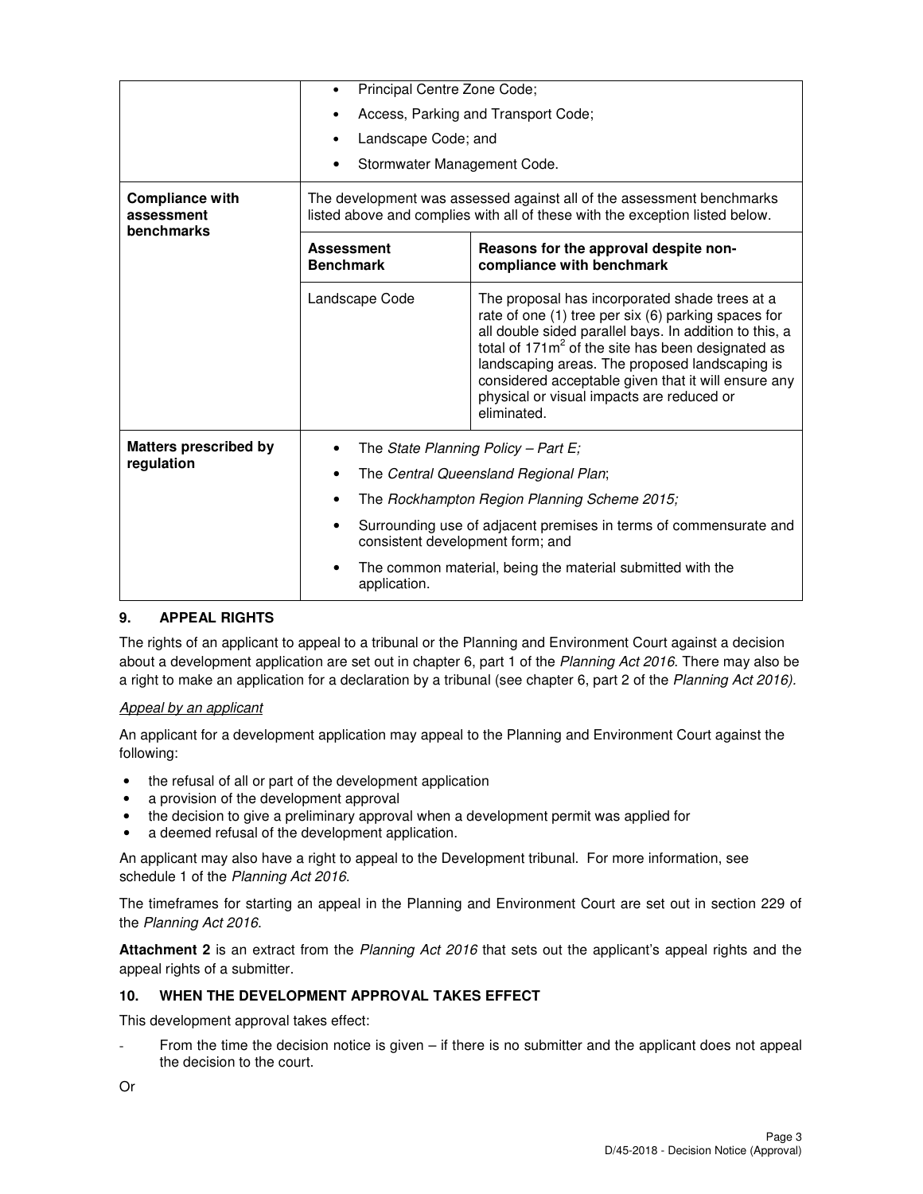| | | |
|---|---|---|
| | • Principal Centre Zone Code;<br>• Access, Parking and Transport Code;<br>• Landscape Code; and<br>• Stormwater Management Code. | |
| **Compliance with assessment benchmarks** | The development was assessed against all of the assessment benchmarks listed above and complies with all of these with the exception listed below. | |
| | **Assessment Benchmark** | **Reasons for the approval despite non-compliance with benchmark** |
| | Landscape Code | The proposal has incorporated shade trees at a rate of one (1) tree per six (6) parking spaces for all double sided parallel bays. In addition to this, a total of 171m$^2$ of the site has been designated as landscaping areas. The proposed landscaping is considered acceptable given that it will ensure any physical or visual impacts are reduced or eliminated. |
| **Matters prescribed by regulation** | • The *State Planning Policy – Part E;*<br>• The *Central Queensland Regional Plan*;<br>• The *Rockhampton Region Planning Scheme 2015;*<br>• Surrounding use of adjacent premises in terms of commensurate and consistent development form; and<br>• The common material, being the material submitted with the application. | |

## 9. APPEAL RIGHTS

The rights of an applicant to appeal to a tribunal or the Planning and Environment Court against a decision about a development application are set out in chapter 6, part 1 of the *Planning Act 2016*. There may also be a right to make an application for a declaration by a tribunal (see chapter 6, part 2 of the *Planning Act 2016).*

*Appeal by an applicant*

An applicant for a development application may appeal to the Planning and Environment Court against the following:

- the refusal of all or part of the development application
- a provision of the development approval
- the decision to give a preliminary approval when a development permit was applied for
- a deemed refusal of the development application.

An applicant may also have a right to appeal to the Development tribunal. For more information, see schedule 1 of the *Planning Act 2016*.

The timeframes for starting an appeal in the Planning and Environment Court are set out in section 229 of the *Planning Act 2016*.

**Attachment 2** is an extract from the *Planning Act 2016* that sets out the applicant's appeal rights and the appeal rights of a submitter.

## 10. WHEN THE DEVELOPMENT APPROVAL TAKES EFFECT

This development approval takes effect:

- From the time the decision notice is given – if there is no submitter and the applicant does not appeal the decision to the court.

Or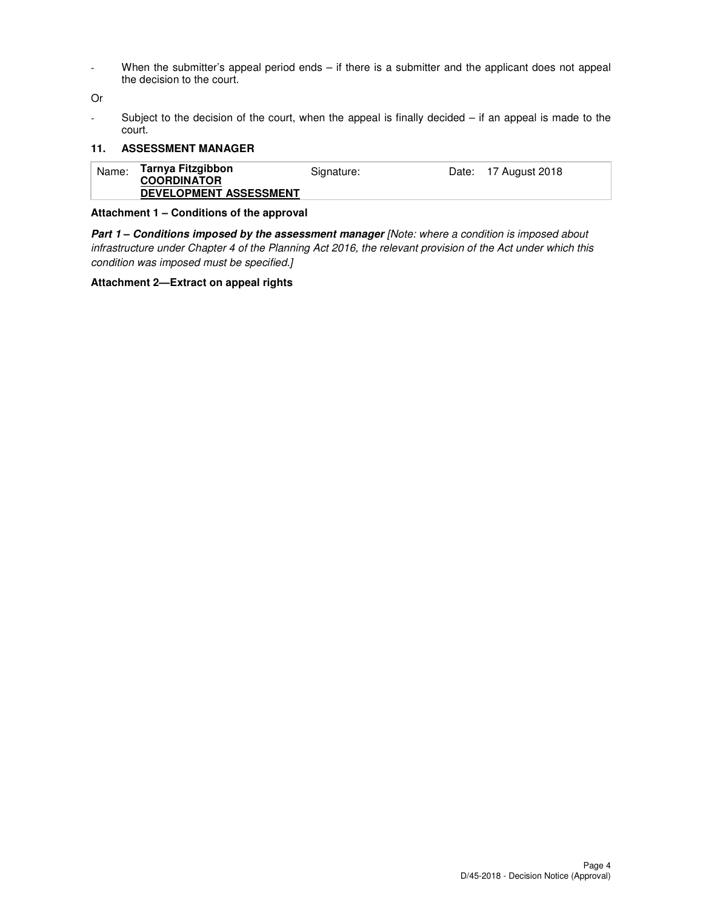- When the submitter's appeal period ends – if there is a submitter and the applicant does not appeal the decision to the court.

Or

- Subject to the decision of the court, when the appeal is finally decided – if an appeal is made to the court.

### 11. ASSESSMENT MANAGER

| Name: | **Tarnya Fitzgibbon** **<u>COORDINATOR</u>** **<u>DEVELOPMENT ASSESSMENT</u>** | Signature: | | Date: | 17 August 2018 |
|---|---|---|---|---|---|

**Attachment 1 – Conditions of the approval**

***Part 1 – Conditions imposed by the assessment manager*** *[Note: where a condition is imposed about infrastructure under Chapter 4 of the Planning Act 2016, the relevant provision of the Act under which this condition was imposed must be specified.]*

**Attachment 2—Extract on appeal rights**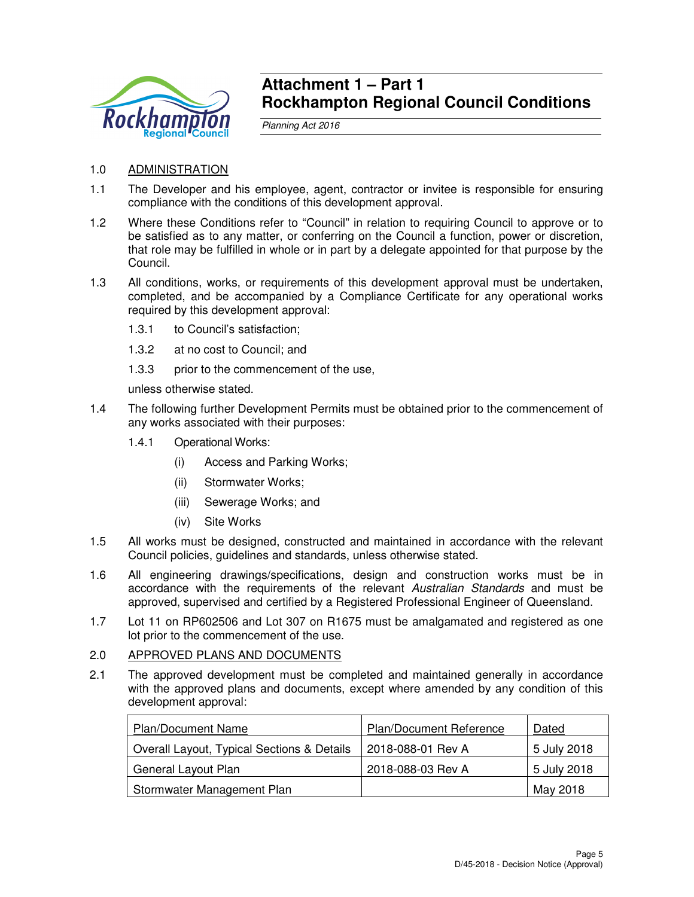# Attachment 1 – Part 1
# Rockhampton Regional Council Conditions

*Planning Act 2016*

## 1.0 ADMINISTRATION

1.1 The Developer and his employee, agent, contractor or invitee is responsible for ensuring compliance with the conditions of this development approval.

1.2 Where these Conditions refer to "Council" in relation to requiring Council to approve or to be satisfied as to any matter, or conferring on the Council a function, power or discretion, that role may be fulfilled in whole or in part by a delegate appointed for that purpose by the Council.

1.3 All conditions, works, or requirements of this development approval must be undertaken, completed, and be accompanied by a Compliance Certificate for any operational works required by this development approval:

- 1.3.1 to Council's satisfaction;
- 1.3.2 at no cost to Council; and
- 1.3.3 prior to the commencement of the use,

unless otherwise stated.

1.4 The following further Development Permits must be obtained prior to the commencement of any works associated with their purposes:

- 1.4.1 Operational Works:
  - (i) Access and Parking Works;
  - (ii) Stormwater Works;
  - (iii) Sewerage Works; and
  - (iv) Site Works

1.5 All works must be designed, constructed and maintained in accordance with the relevant Council policies, guidelines and standards, unless otherwise stated.

1.6 All engineering drawings/specifications, design and construction works must be in accordance with the requirements of the relevant *Australian Standards* and must be approved, supervised and certified by a Registered Professional Engineer of Queensland.

1.7 Lot 11 on RP602506 and Lot 307 on R1675 must be amalgamated and registered as one lot prior to the commencement of the use.

## 2.0 APPROVED PLANS AND DOCUMENTS

2.1 The approved development must be completed and maintained generally in accordance with the approved plans and documents, except where amended by any condition of this development approval:

| Plan/Document Name | Plan/Document Reference | Dated |
|---|---|---|
| Overall Layout, Typical Sections & Details | 2018-088-01 Rev A | 5 July 2018 |
| General Layout Plan | 2018-088-03 Rev A | 5 July 2018 |
| Stormwater Management Plan | | May 2018 |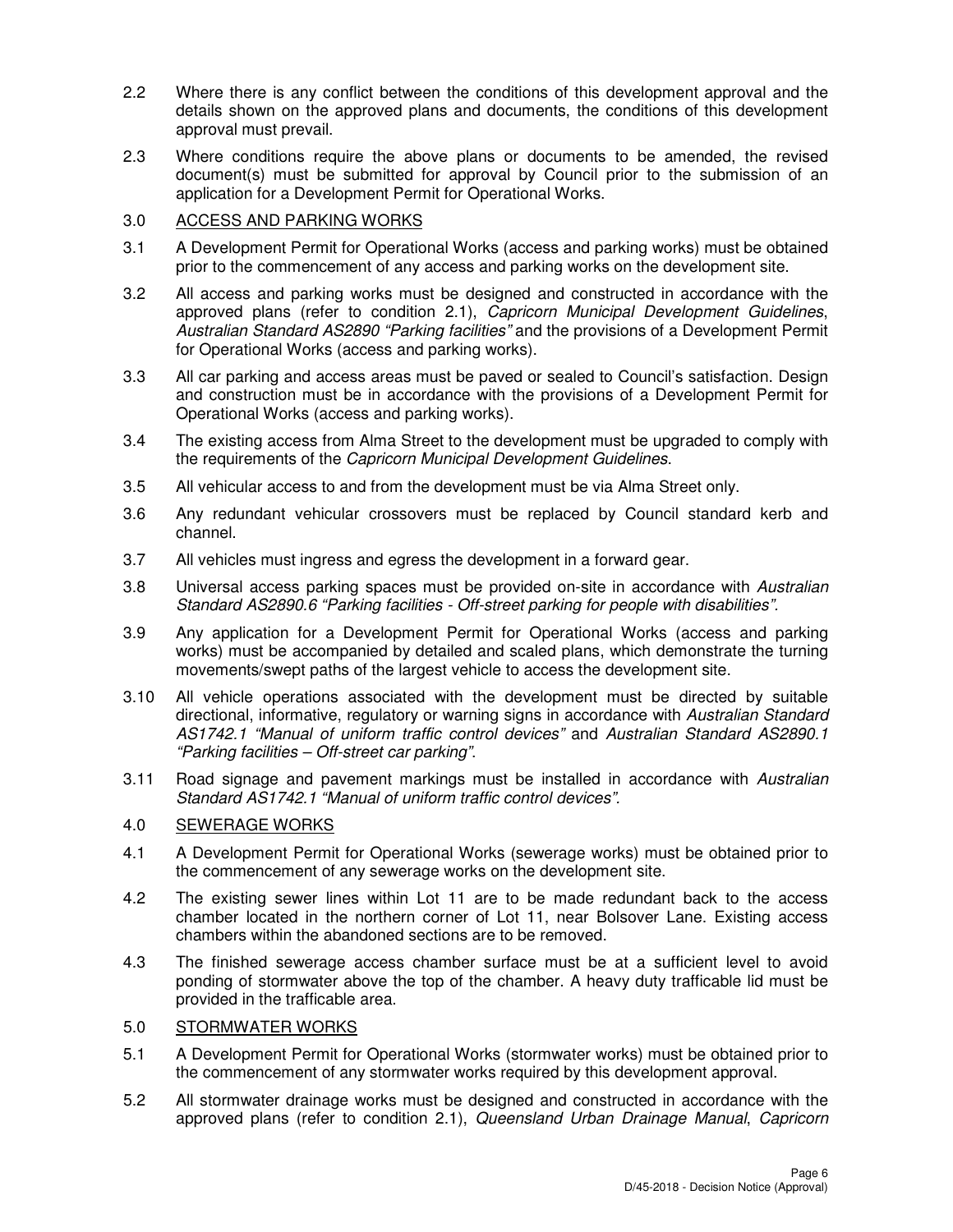2.2 Where there is any conflict between the conditions of this development approval and the details shown on the approved plans and documents, the conditions of this development approval must prevail.

2.3 Where conditions require the above plans or documents to be amended, the revised document(s) must be submitted for approval by Council prior to the submission of an application for a Development Permit for Operational Works.

3.0 <u>ACCESS AND PARKING WORKS</u>

3.1 A Development Permit for Operational Works (access and parking works) must be obtained prior to the commencement of any access and parking works on the development site.

3.2 All access and parking works must be designed and constructed in accordance with the approved plans (refer to condition 2.1), *Capricorn Municipal Development Guidelines*, *Australian Standard AS2890 "Parking facilities"* and the provisions of a Development Permit for Operational Works (access and parking works).

3.3 All car parking and access areas must be paved or sealed to Council's satisfaction. Design and construction must be in accordance with the provisions of a Development Permit for Operational Works (access and parking works).

3.4 The existing access from Alma Street to the development must be upgraded to comply with the requirements of the *Capricorn Municipal Development Guidelines*.

3.5 All vehicular access to and from the development must be via Alma Street only.

3.6 Any redundant vehicular crossovers must be replaced by Council standard kerb and channel.

3.7 All vehicles must ingress and egress the development in a forward gear.

3.8 Universal access parking spaces must be provided on-site in accordance with *Australian Standard AS2890.6 "Parking facilities - Off-street parking for people with disabilities"*.

3.9 Any application for a Development Permit for Operational Works (access and parking works) must be accompanied by detailed and scaled plans, which demonstrate the turning movements/swept paths of the largest vehicle to access the development site.

3.10 All vehicle operations associated with the development must be directed by suitable directional, informative, regulatory or warning signs in accordance with *Australian Standard AS1742.1 "Manual of uniform traffic control devices"* and *Australian Standard AS2890.1 "Parking facilities – Off-street car parking"*.

3.11 Road signage and pavement markings must be installed in accordance with *Australian Standard AS1742.1 "Manual of uniform traffic control devices"*.

4.0 <u>SEWERAGE WORKS</u>

4.1 A Development Permit for Operational Works (sewerage works) must be obtained prior to the commencement of any sewerage works on the development site.

4.2 The existing sewer lines within Lot 11 are to be made redundant back to the access chamber located in the northern corner of Lot 11, near Bolsover Lane. Existing access chambers within the abandoned sections are to be removed.

4.3 The finished sewerage access chamber surface must be at a sufficient level to avoid ponding of stormwater above the top of the chamber. A heavy duty trafficable lid must be provided in the trafficable area.

5.0 <u>STORMWATER WORKS</u>

5.1 A Development Permit for Operational Works (stormwater works) must be obtained prior to the commencement of any stormwater works required by this development approval.

5.2 All stormwater drainage works must be designed and constructed in accordance with the approved plans (refer to condition 2.1), *Queensland Urban Drainage Manual*, *Capricorn*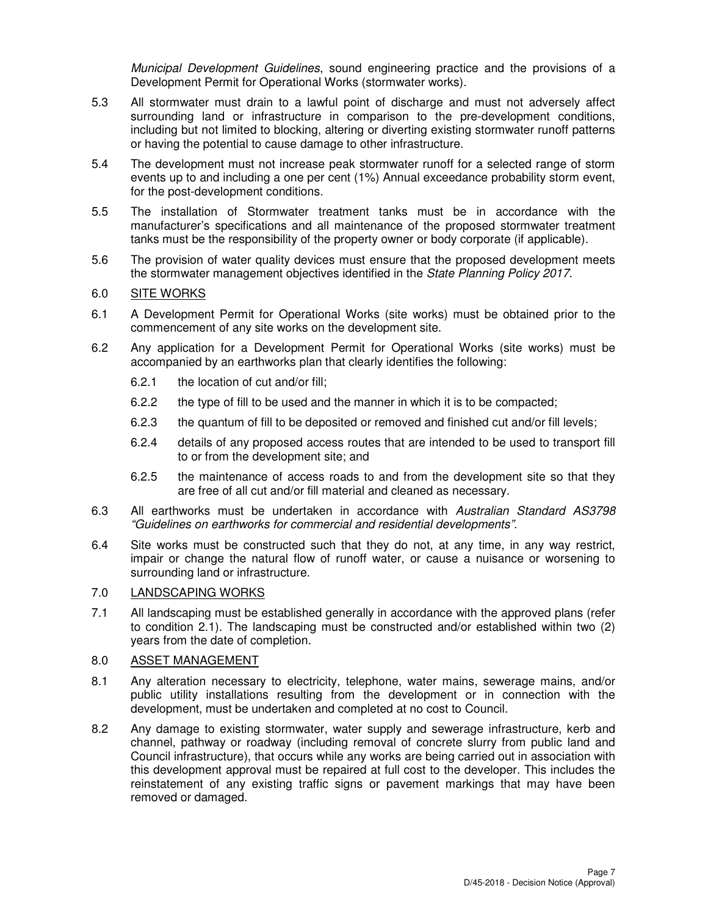*Municipal Development Guidelines*, sound engineering practice and the provisions of a Development Permit for Operational Works (stormwater works).

5.3 All stormwater must drain to a lawful point of discharge and must not adversely affect surrounding land or infrastructure in comparison to the pre-development conditions, including but not limited to blocking, altering or diverting existing stormwater runoff patterns or having the potential to cause damage to other infrastructure.

5.4 The development must not increase peak stormwater runoff for a selected range of storm events up to and including a one per cent (1%) Annual exceedance probability storm event, for the post-development conditions.

5.5 The installation of Stormwater treatment tanks must be in accordance with the manufacturer's specifications and all maintenance of the proposed stormwater treatment tanks must be the responsibility of the property owner or body corporate (if applicable).

5.6 The provision of water quality devices must ensure that the proposed development meets the stormwater management objectives identified in the *State Planning Policy 2017*.

6.0 <u>SITE WORKS</u>

6.1 A Development Permit for Operational Works (site works) must be obtained prior to the commencement of any site works on the development site.

6.2 Any application for a Development Permit for Operational Works (site works) must be accompanied by an earthworks plan that clearly identifies the following:

6.2.1 the location of cut and/or fill;

6.2.2 the type of fill to be used and the manner in which it is to be compacted;

6.2.3 the quantum of fill to be deposited or removed and finished cut and/or fill levels;

6.2.4 details of any proposed access routes that are intended to be used to transport fill to or from the development site; and

6.2.5 the maintenance of access roads to and from the development site so that they are free of all cut and/or fill material and cleaned as necessary.

6.3 All earthworks must be undertaken in accordance with *Australian Standard AS3798 "Guidelines on earthworks for commercial and residential developments".*

6.4 Site works must be constructed such that they do not, at any time, in any way restrict, impair or change the natural flow of runoff water, or cause a nuisance or worsening to surrounding land or infrastructure.

7.0 <u>LANDSCAPING WORKS</u>

7.1 All landscaping must be established generally in accordance with the approved plans (refer to condition 2.1). The landscaping must be constructed and/or established within two (2) years from the date of completion.

8.0 <u>ASSET MANAGEMENT</u>

8.1 Any alteration necessary to electricity, telephone, water mains, sewerage mains, and/or public utility installations resulting from the development or in connection with the development, must be undertaken and completed at no cost to Council.

8.2 Any damage to existing stormwater, water supply and sewerage infrastructure, kerb and channel, pathway or roadway (including removal of concrete slurry from public land and Council infrastructure), that occurs while any works are being carried out in association with this development approval must be repaired at full cost to the developer. This includes the reinstatement of any existing traffic signs or pavement markings that may have been removed or damaged.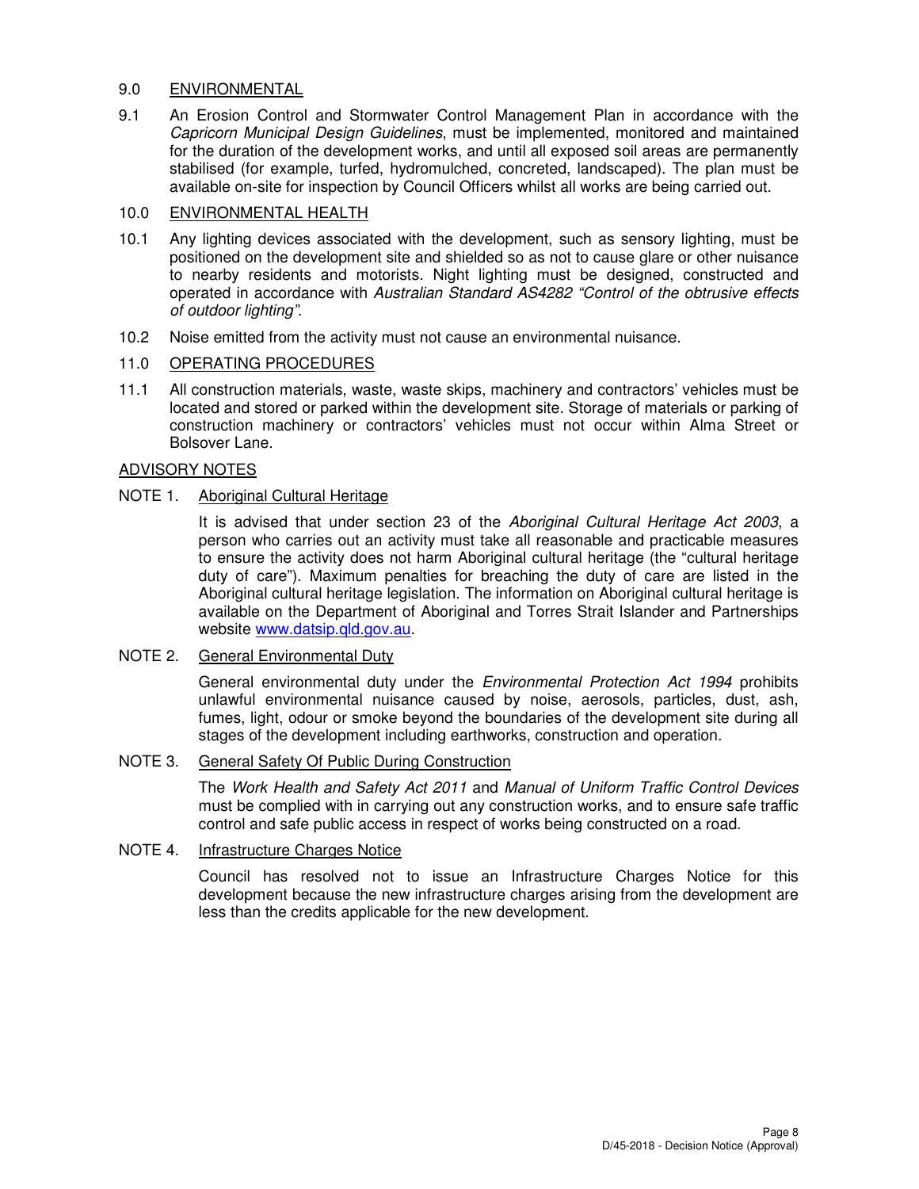## 9.0 ENVIRONMENTAL

9.1 An Erosion Control and Stormwater Control Management Plan in accordance with the *Capricorn Municipal Design Guidelines*, must be implemented, monitored and maintained for the duration of the development works, and until all exposed soil areas are permanently stabilised (for example, turfed, hydromulched, concreted, landscaped). The plan must be available on-site for inspection by Council Officers whilst all works are being carried out.

## 10.0 ENVIRONMENTAL HEALTH

10.1 Any lighting devices associated with the development, such as sensory lighting, must be positioned on the development site and shielded so as not to cause glare or other nuisance to nearby residents and motorists. Night lighting must be designed, constructed and operated in accordance with *Australian Standard AS4282 "Control of the obtrusive effects of outdoor lighting"*.

10.2 Noise emitted from the activity must not cause an environmental nuisance.

## 11.0 OPERATING PROCEDURES

11.1 All construction materials, waste, waste skips, machinery and contractors' vehicles must be located and stored or parked within the development site. Storage of materials or parking of construction machinery or contractors' vehicles must not occur within Alma Street or Bolsover Lane.

## ADVISORY NOTES

### NOTE 1. Aboriginal Cultural Heritage

It is advised that under section 23 of the *Aboriginal Cultural Heritage Act 2003*, a person who carries out an activity must take all reasonable and practicable measures to ensure the activity does not harm Aboriginal cultural heritage (the "cultural heritage duty of care"). Maximum penalties for breaching the duty of care are listed in the Aboriginal cultural heritage legislation. The information on Aboriginal cultural heritage is available on the Department of Aboriginal and Torres Strait Islander and Partnerships website www.datsip.qld.gov.au.

### NOTE 2. General Environmental Duty

General environmental duty under the *Environmental Protection Act 1994* prohibits unlawful environmental nuisance caused by noise, aerosols, particles, dust, ash, fumes, light, odour or smoke beyond the boundaries of the development site during all stages of the development including earthworks, construction and operation.

### NOTE 3. General Safety Of Public During Construction

The *Work Health and Safety Act 2011* and *Manual of Uniform Traffic Control Devices* must be complied with in carrying out any construction works, and to ensure safe traffic control and safe public access in respect of works being constructed on a road.

### NOTE 4. Infrastructure Charges Notice

Council has resolved not to issue an Infrastructure Charges Notice for this development because the new infrastructure charges arising from the development are less than the credits applicable for the new development.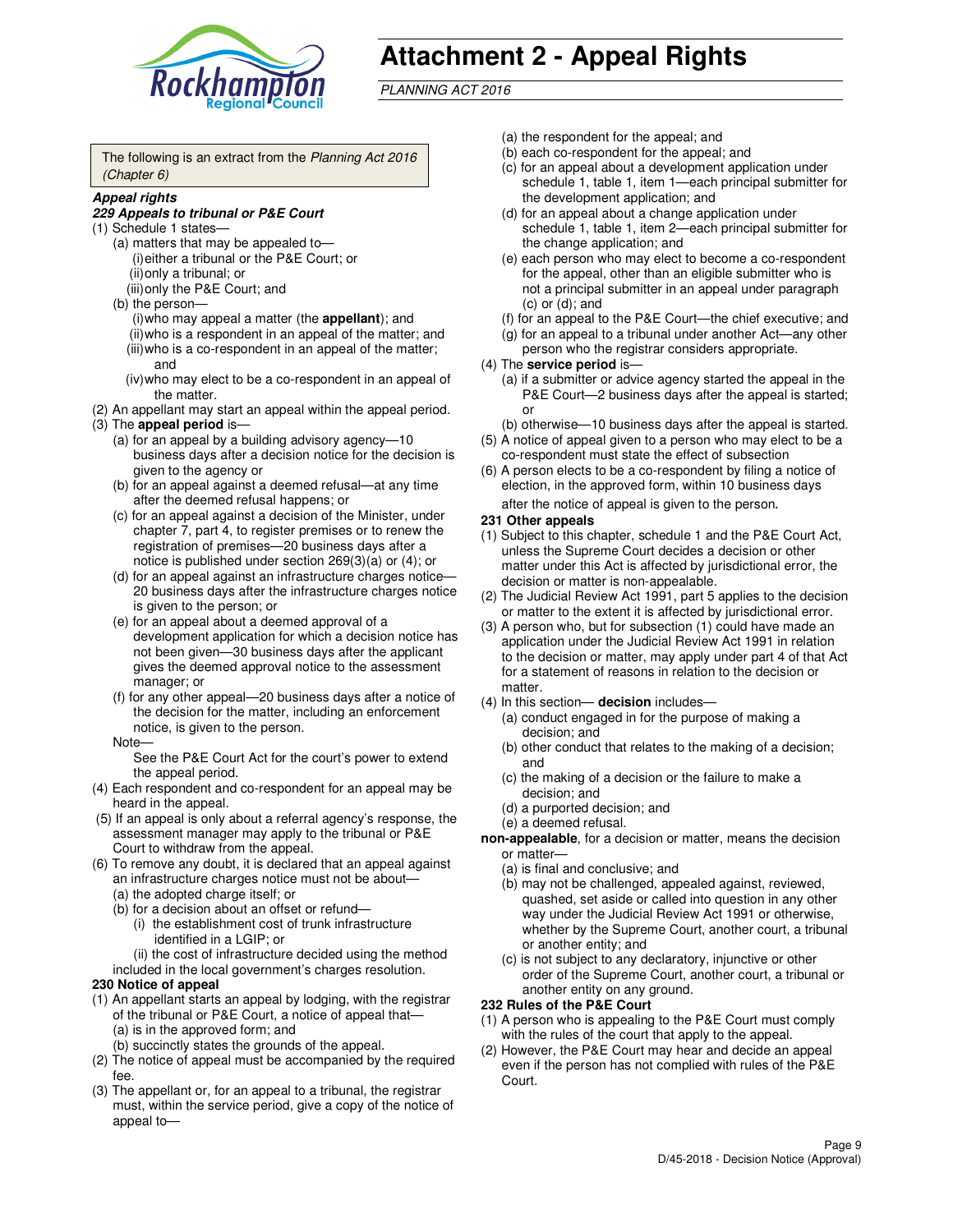# Attachment 2 - Appeal Rights

*PLANNING ACT 2016*

The following is an extract from the *Planning Act 2016 (Chapter 6)*

***Appeal rights***

***229 Appeals to tribunal or P&E Court***

(1) Schedule 1 states—

(a) matters that may be appealed to—

(i) either a tribunal or the P&E Court; or

(ii) only a tribunal; or

(iii) only the P&E Court; and

(b) the person—

(i) who may appeal a matter (the **appellant**); and

(ii) who is a respondent in an appeal of the matter; and

(iii) who is a co-respondent in an appeal of the matter; and

(iv) who may elect to be a co-respondent in an appeal of the matter.

(2) An appellant may start an appeal within the appeal period.

(3) The **appeal period** is—

(a) for an appeal by a building advisory agency—10 business days after a decision notice for the decision is given to the agency or

(b) for an appeal against a deemed refusal—at any time after the deemed refusal happens; or

(c) for an appeal against a decision of the Minister, under chapter 7, part 4, to register premises or to renew the registration of premises—20 business days after a notice is published under section 269(3)(a) or (4); or

(d) for an appeal against an infrastructure charges notice—20 business days after the infrastructure charges notice is given to the person; or

(e) for an appeal about a deemed approval of a development application for which a decision notice has not been given—30 business days after the applicant gives the deemed approval notice to the assessment manager; or

(f) for any other appeal—20 business days after a notice of the decision for the matter, including an enforcement notice, is given to the person.

Note—

See the P&E Court Act for the court's power to extend the appeal period.

(4) Each respondent and co-respondent for an appeal may be heard in the appeal.

(5) If an appeal is only about a referral agency's response, the assessment manager may apply to the tribunal or P&E Court to withdraw from the appeal.

(6) To remove any doubt, it is declared that an appeal against an infrastructure charges notice must not be about—

(a) the adopted charge itself; or

(b) for a decision about an offset or refund—

(i) the establishment cost of trunk infrastructure identified in a LGIP; or

(ii) the cost of infrastructure decided using the method included in the local government's charges resolution.

**230 Notice of appeal**

(1) An appellant starts an appeal by lodging, with the registrar of the tribunal or P&E Court, a notice of appeal that—

(a) is in the approved form; and

(b) succinctly states the grounds of the appeal.

(2) The notice of appeal must be accompanied by the required fee.

(3) The appellant or, for an appeal to a tribunal, the registrar must, within the service period, give a copy of the notice of appeal to—

(a) the respondent for the appeal; and

(b) each co-respondent for the appeal; and

(c) for an appeal about a development application under schedule 1, table 1, item 1—each principal submitter for the development application; and

(d) for an appeal about a change application under schedule 1, table 1, item 2—each principal submitter for the change application; and

(e) each person who may elect to become a co-respondent for the appeal, other than an eligible submitter who is not a principal submitter in an appeal under paragraph (c) or (d); and

(f) for an appeal to the P&E Court—the chief executive; and

(g) for an appeal to a tribunal under another Act—any other person who the registrar considers appropriate.

(4) The **service period** is—

(a) if a submitter or advice agency started the appeal in the P&E Court—2 business days after the appeal is started; or

(b) otherwise—10 business days after the appeal is started.

(5) A notice of appeal given to a person who may elect to be a co-respondent must state the effect of subsection

(6) A person elects to be a co-respondent by filing a notice of election, in the approved form, within 10 business days after the notice of appeal is given to the person.

**231 Other appeals**

(1) Subject to this chapter, schedule 1 and the P&E Court Act, unless the Supreme Court decides a decision or other matter under this Act is affected by jurisdictional error, the decision or matter is non-appealable.

(2) The Judicial Review Act 1991, part 5 applies to the decision or matter to the extent it is affected by jurisdictional error.

(3) A person who, but for subsection (1) could have made an application under the Judicial Review Act 1991 in relation to the decision or matter, may apply under part 4 of that Act for a statement of reasons in relation to the decision or matter.

(4) In this section— **decision** includes—

(a) conduct engaged in for the purpose of making a decision; and

(b) other conduct that relates to the making of a decision; and

(c) the making of a decision or the failure to make a decision; and

(d) a purported decision; and

(e) a deemed refusal.

**non-appealable**, for a decision or matter, means the decision or matter—

(a) is final and conclusive; and

(b) may not be challenged, appealed against, reviewed, quashed, set aside or called into question in any other way under the Judicial Review Act 1991 or otherwise, whether by the Supreme Court, another court, a tribunal or another entity; and

(c) is not subject to any declaratory, injunctive or other order of the Supreme Court, another court, a tribunal or another entity on any ground.

**232 Rules of the P&E Court**

(1) A person who is appealing to the P&E Court must comply with the rules of the court that apply to the appeal.

(2) However, the P&E Court may hear and decide an appeal even if the person has not complied with rules of the P&E Court.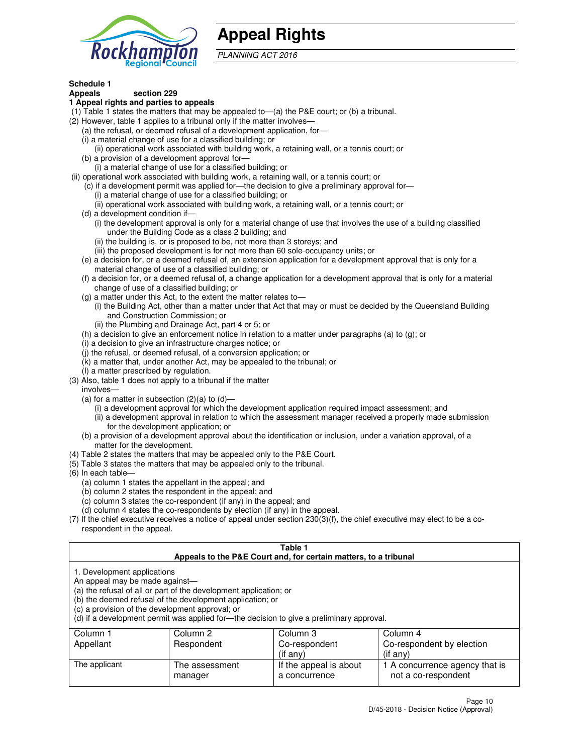# Appeal Rights

*PLANNING ACT 2016*

**Schedule 1**
**Appeals section 229**
**1 Appeal rights and parties to appeals**

(1) Table 1 states the matters that may be appealed to—(a) the P&E court; or (b) a tribunal.
(2) However, table 1 applies to a tribunal only if the matter involves—
  (a) the refusal, or deemed refusal of a development application, for—
  (i) a material change of use for a classified building; or
    (ii) operational work associated with building work, a retaining wall, or a tennis court; or
  (b) a provision of a development approval for—
    (i) a material change of use for a classified building; or
 (ii) operational work associated with building work, a retaining wall, or a tennis court; or
  (c) if a development permit was applied for—the decision to give a preliminary approval for—
    (i) a material change of use for a classified building; or
    (ii) operational work associated with building work, a retaining wall, or a tennis court; or
  (d) a development condition if—
    (i) the development approval is only for a material change of use that involves the use of a building classified under the Building Code as a class 2 building; and
    (ii) the building is, or is proposed to be, not more than 3 storeys; and
    (iii) the proposed development is for not more than 60 sole-occupancy units; or
  (e) a decision for, or a deemed refusal of, an extension application for a development approval that is only for a material change of use of a classified building; or
  (f) a decision for, or a deemed refusal of, a change application for a development approval that is only for a material change of use of a classified building; or
  (g) a matter under this Act, to the extent the matter relates to—
    (i) the Building Act, other than a matter under that Act that may or must be decided by the Queensland Building and Construction Commission; or
    (ii) the Plumbing and Drainage Act, part 4 or 5; or
  (h) a decision to give an enforcement notice in relation to a matter under paragraphs (a) to (g); or
  (i) a decision to give an infrastructure charges notice; or
  (j) the refusal, or deemed refusal, of a conversion application; or
  (k) a matter that, under another Act, may be appealed to the tribunal; or
  (l) a matter prescribed by regulation.
(3) Also, table 1 does not apply to a tribunal if the matter involves—
  (a) for a matter in subsection (2)(a) to (d)—
    (i) a development approval for which the development application required impact assessment; and
    (ii) a development approval in relation to which the assessment manager received a properly made submission for the development application; or
  (b) a provision of a development approval about the identification or inclusion, under a variation approval, of a matter for the development.
(4) Table 2 states the matters that may be appealed only to the P&E Court.
(5) Table 3 states the matters that may be appealed only to the tribunal.
(6) In each table—
  (a) column 1 states the appellant in the appeal; and
  (b) column 2 states the respondent in the appeal; and
  (c) column 3 states the co-respondent (if any) in the appeal; and
  (d) column 4 states the co-respondents by election (if any) in the appeal.
(7) If the chief executive receives a notice of appeal under section 230(3)(f), the chief executive may elect to be a co-respondent in the appeal.

**Table 1**
**Appeals to the P&E Court and, for certain matters, to a tribunal**

1. Development applications
An appeal may be made against—
(a) the refusal of all or part of the development application; or
(b) the deemed refusal of the development application; or
(c) a provision of the development approval; or
(d) if a development permit was applied for—the decision to give a preliminary approval.

| Column 1<br>Appellant | Column 2<br>Respondent | Column 3<br>Co-respondent<br>(if any) | Column 4<br>Co-respondent by election<br>(if any) |
|---|---|---|---|
| The applicant | The assessment manager | If the appeal is about a concurrence | 1 A concurrence agency that is not a co-respondent |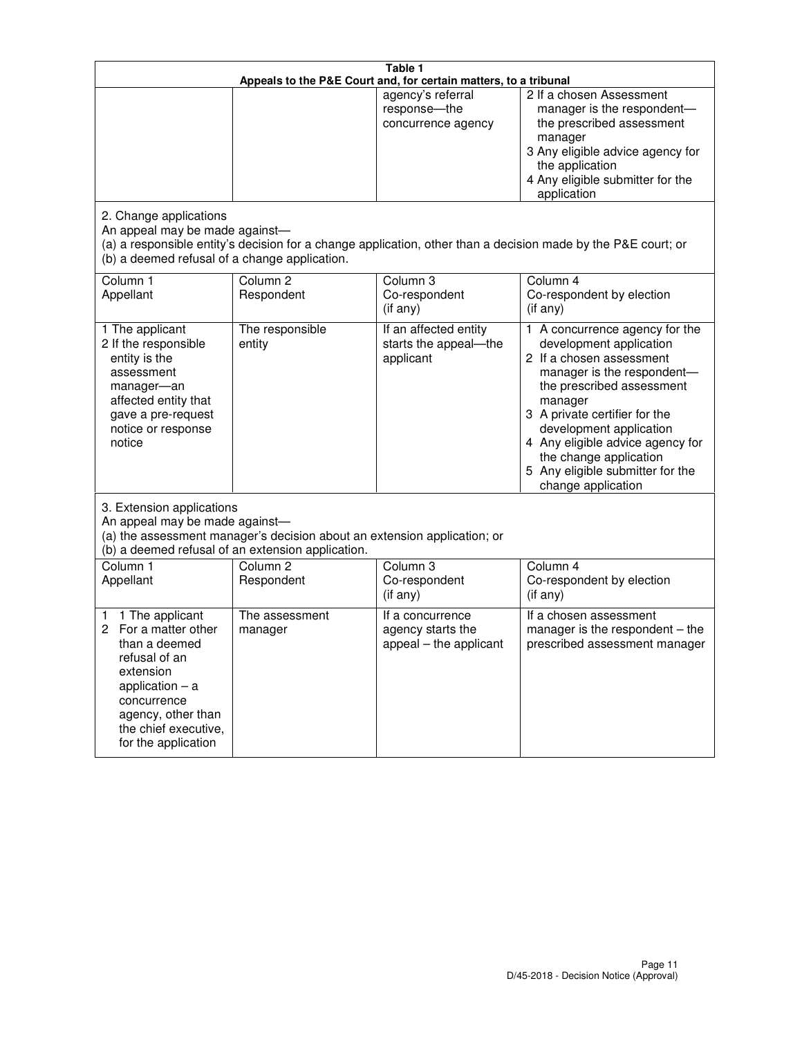**Table 1**
**Appeals to the P&E Court and, for certain matters, to a tribunal**

| | | | |
|---|---|---|---|
| | | agency's referral response—the concurrence agency | 2 If a chosen Assessment manager is the respondent—the prescribed assessment manager<br>3 Any eligible advice agency for the application<br>4 Any eligible submitter for the application |

2. Change applications
An appeal may be made against—
(a) a responsible entity's decision for a change application, other than a decision made by the P&E court; or
(b) a deemed refusal of a change application.

| Column 1<br>Appellant | Column 2<br>Respondent | Column 3<br>Co-respondent<br>(if any) | Column 4<br>Co-respondent by election<br>(if any) |
|---|---|---|---|
| 1 The applicant<br>2 If the responsible entity is the assessment manager—an affected entity that gave a pre-request notice or response notice | The responsible entity | If an affected entity starts the appeal—the applicant | 1 A concurrence agency for the development application<br>2 If a chosen assessment manager is the respondent—the prescribed assessment manager<br>3 A private certifier for the development application<br>4 Any eligible advice agency for the change application<br>5 Any eligible submitter for the change application |

3. Extension applications
An appeal may be made against—
(a) the assessment manager's decision about an extension application; or
(b) a deemed refusal of an extension application.

| Column 1<br>Appellant | Column 2<br>Respondent | Column 3<br>Co-respondent<br>(if any) | Column 4<br>Co-respondent by election<br>(if any) |
|---|---|---|---|
| 1 1 The applicant<br>2 For a matter other than a deemed refusal of an extension application – a concurrence agency, other than the chief executive, for the application | The assessment manager | If a concurrence agency starts the appeal – the applicant | If a chosen assessment manager is the respondent – the prescribed assessment manager |

D/45-2018 - Decision Notice (Approval)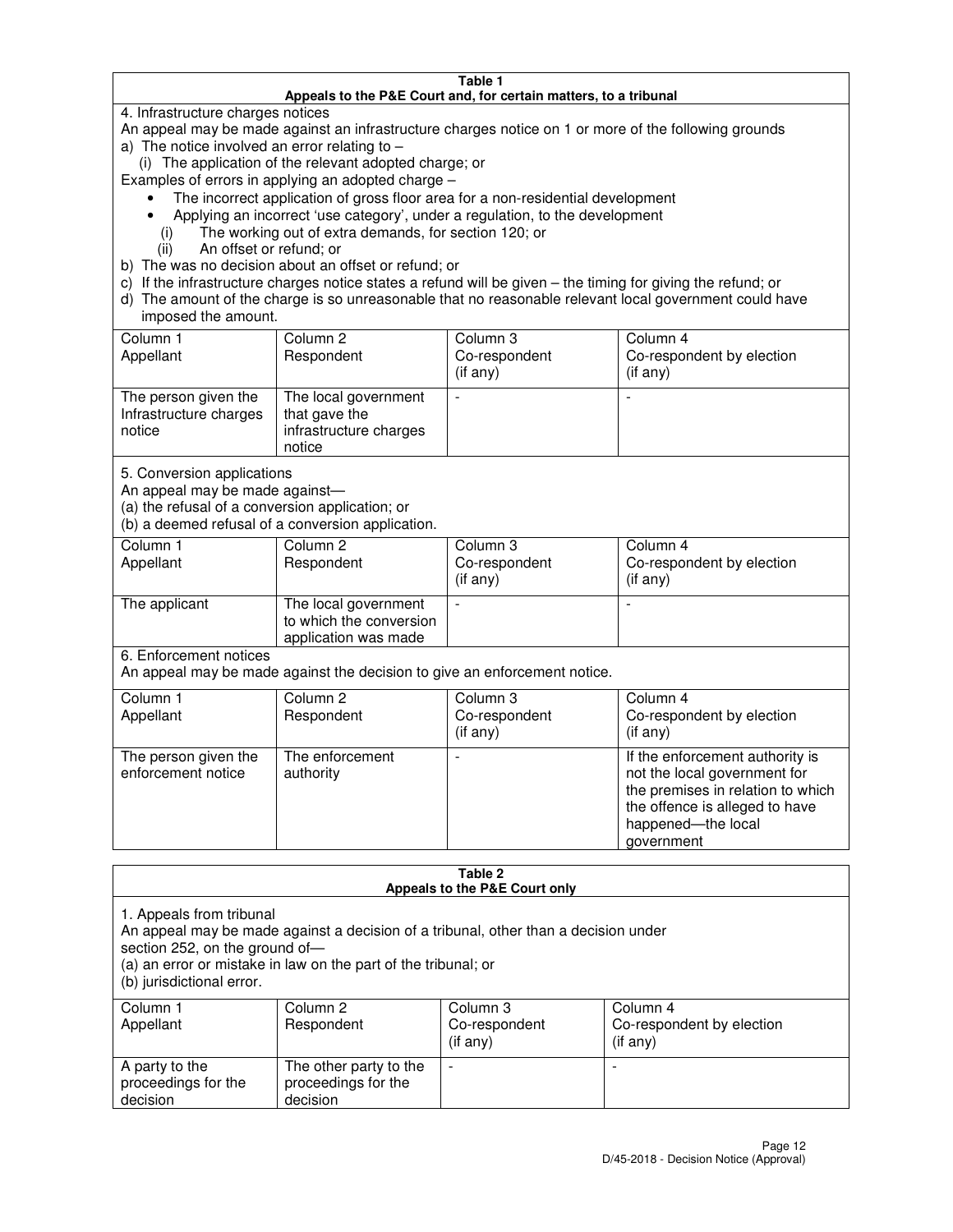**Table 1**
**Appeals to the P&E Court and, for certain matters, to a tribunal**

4. Infrastructure charges notices

An appeal may be made against an infrastructure charges notice on 1 or more of the following grounds

a) The notice involved an error relating to –
   (i) The application of the relevant adopted charge; or

Examples of errors in applying an adopted charge –

- The incorrect application of gross floor area for a non-residential development
- Applying an incorrect 'use category', under a regulation, to the development

   (i) The working out of extra demands, for section 120; or
   (ii) An offset or refund; or

b) The was no decision about an offset or refund; or
c) If the infrastructure charges notice states a refund will be given – the timing for giving the refund; or
d) The amount of the charge is so unreasonable that no reasonable relevant local government could have imposed the amount.

| Column 1 Appellant | Column 2 Respondent | Column 3 Co-respondent (if any) | Column 4 Co-respondent by election (if any) |
|---|---|---|---|
| The person given the Infrastructure charges notice | The local government that gave the infrastructure charges notice | - | - |

5. Conversion applications

An appeal may be made against—
(a) the refusal of a conversion application; or
(b) a deemed refusal of a conversion application.

| Column 1 Appellant | Column 2 Respondent | Column 3 Co-respondent (if any) | Column 4 Co-respondent by election (if any) |
|---|---|---|---|
| The applicant | The local government to which the conversion application was made | - | - |

6. Enforcement notices

An appeal may be made against the decision to give an enforcement notice.

| Column 1 Appellant | Column 2 Respondent | Column 3 Co-respondent (if any) | Column 4 Co-respondent by election (if any) |
|---|---|---|---|
| The person given the enforcement notice | The enforcement authority | - | If the enforcement authority is not the local government for the premises in relation to which the offence is alleged to have happened—the local government |

**Table 2**
**Appeals to the P&E Court only**

1. Appeals from tribunal

An appeal may be made against a decision of a tribunal, other than a decision under section 252, on the ground of—
(a) an error or mistake in law on the part of the tribunal; or
(b) jurisdictional error.

| Column 1 Appellant | Column 2 Respondent | Column 3 Co-respondent (if any) | Column 4 Co-respondent by election (if any) |
|---|---|---|---|
| A party to the proceedings for the decision | The other party to the proceedings for the decision | - | - |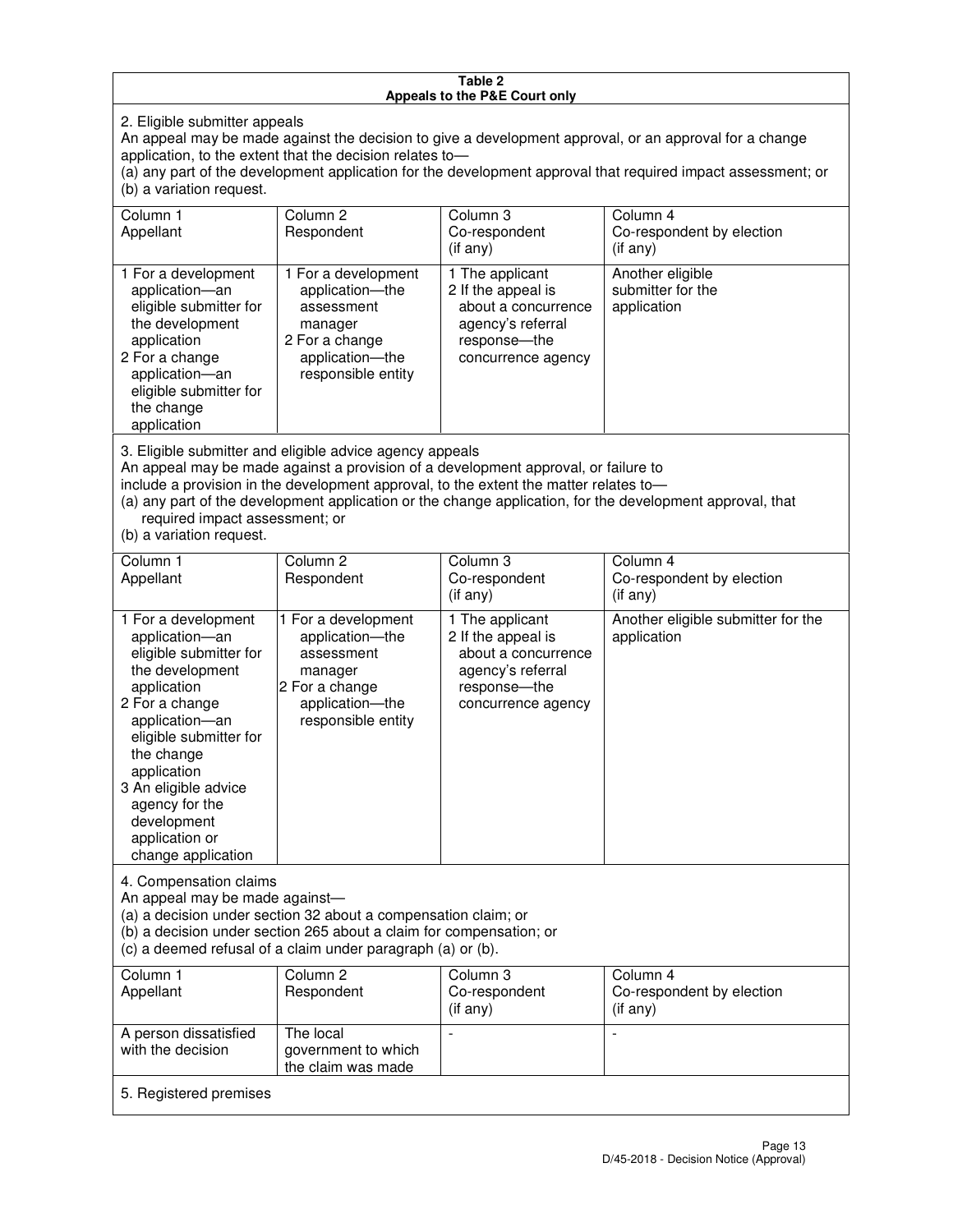**Table 2**
**Appeals to the P&E Court only**

2. Eligible submitter appeals

An appeal may be made against the decision to give a development approval, or an approval for a change application, to the extent that the decision relates to—

(a) any part of the development application for the development approval that required impact assessment; or

(b) a variation request.

| Column 1<br>Appellant | Column 2<br>Respondent | Column 3<br>Co-respondent<br>(if any) | Column 4<br>Co-respondent by election<br>(if any) |
|---|---|---|---|
| 1 For a development application—an eligible submitter for the development application<br>2 For a change application—an eligible submitter for the change application | 1 For a development application—the assessment manager<br>2 For a change application—the responsible entity | 1 The applicant<br>2 If the appeal is about a concurrence agency's referral response—the concurrence agency | Another eligible submitter for the application |

3. Eligible submitter and eligible advice agency appeals

An appeal may be made against a provision of a development approval, or failure to include a provision in the development approval, to the extent the matter relates to—

(a) any part of the development application or the change application, for the development approval, that required impact assessment; or

(b) a variation request.

| Column 1<br>Appellant | Column 2<br>Respondent | Column 3<br>Co-respondent<br>(if any) | Column 4<br>Co-respondent by election<br>(if any) |
|---|---|---|---|
| 1 For a development application—an eligible submitter for the development application<br>2 For a change application—an eligible submitter for the change application<br>3 An eligible advice agency for the development application or change application | 1 For a development application—the assessment manager<br>2 For a change application—the responsible entity | 1 The applicant<br>2 If the appeal is about a concurrence agency's referral response—the concurrence agency | Another eligible submitter for the application |

4. Compensation claims

An appeal may be made against—

(a) a decision under section 32 about a compensation claim; or

(b) a decision under section 265 about a claim for compensation; or

(c) a deemed refusal of a claim under paragraph (a) or (b).

| Column 1<br>Appellant | Column 2<br>Respondent | Column 3<br>Co-respondent<br>(if any) | Column 4<br>Co-respondent by election<br>(if any) |
|---|---|---|---|
| A person dissatisfied with the decision | The local government to which the claim was made | - | - |

5. Registered premises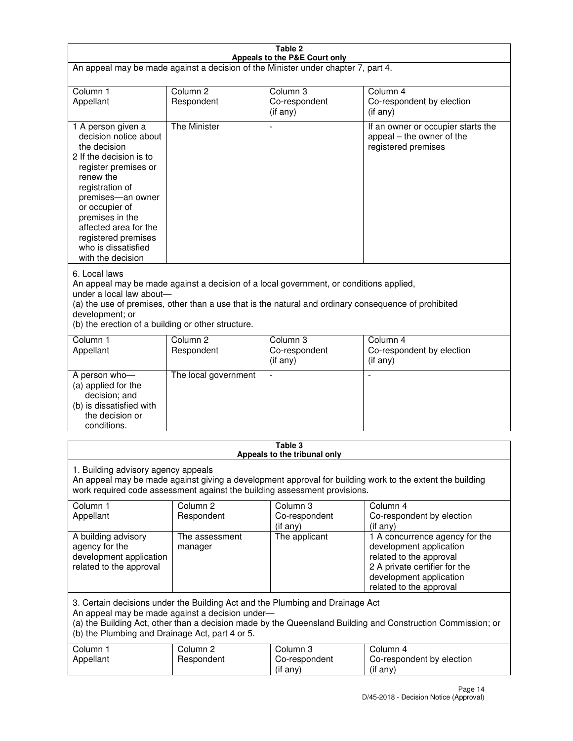**Table 2**
**Appeals to the P&E Court only**

An appeal may be made against a decision of the Minister under chapter 7, part 4.

| Column 1<br>Appellant | Column 2<br>Respondent | Column 3<br>Co-respondent<br>(if any) | Column 4<br>Co-respondent by election<br>(if any) |
|---|---|---|---|
| 1 A person given a decision notice about the decision<br>2 If the decision is to register premises or renew the registration of premises—an owner or occupier of premises in the affected area for the registered premises who is dissatisfied with the decision | The Minister | - | If an owner or occupier starts the appeal – the owner of the registered premises |

6. Local laws
An appeal may be made against a decision of a local government, or conditions applied, under a local law about—
(a) the use of premises, other than a use that is the natural and ordinary consequence of prohibited development; or
(b) the erection of a building or other structure.

| Column 1<br>Appellant | Column 2<br>Respondent | Column 3<br>Co-respondent<br>(if any) | Column 4<br>Co-respondent by election<br>(if any) |
|---|---|---|---|
| A person who—<br>(a) applied for the decision; and<br>(b) is dissatisfied with the decision or conditions. | The local government | - | - |

**Table 3**
**Appeals to the tribunal only**

1. Building advisory agency appeals
An appeal may be made against giving a development approval for building work to the extent the building work required code assessment against the building assessment provisions.

| Column 1<br>Appellant | Column 2<br>Respondent | Column 3<br>Co-respondent<br>(if any) | Column 4<br>Co-respondent by election<br>(if any) |
|---|---|---|---|
| A building advisory agency for the development application related to the approval | The assessment manager | The applicant | 1 A concurrence agency for the development application related to the approval<br>2 A private certifier for the development application related to the approval |

3. Certain decisions under the Building Act and the Plumbing and Drainage Act
An appeal may be made against a decision under—
(a) the Building Act, other than a decision made by the Queensland Building and Construction Commission; or
(b) the Plumbing and Drainage Act, part 4 or 5.

| Column 1<br>Appellant | Column 2<br>Respondent | Column 3<br>Co-respondent<br>(if any) | Column 4<br>Co-respondent by election<br>(if any) |
|---|---|---|---|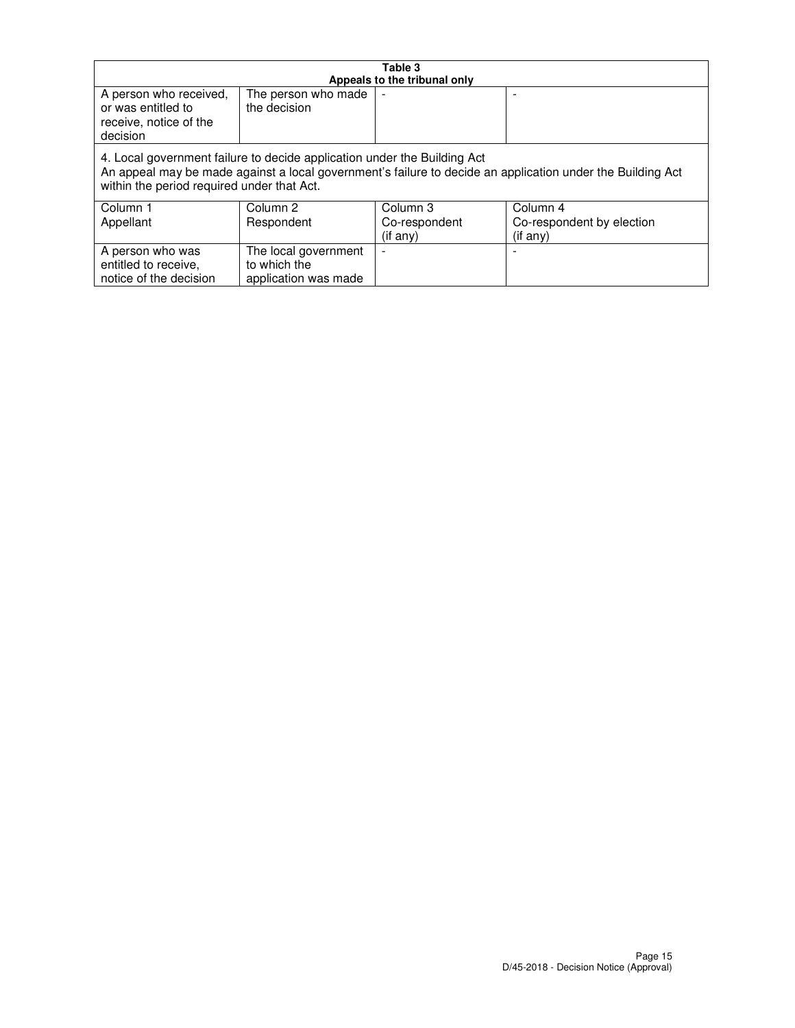| Table 3<br>Appeals to the tribunal only | | | |
| --- | --- | --- | --- |
| A person who received, or was entitled to receive, notice of the decision | The person who made the decision | - | - |
| 4. Local government failure to decide application under the Building Act<br>An appeal may be made against a local government's failure to decide an application under the Building Act within the period required under that Act. | | | |
| Column 1<br>Appellant | Column 2<br>Respondent | Column 3<br>Co-respondent<br>(if any) | Column 4<br>Co-respondent by election<br>(if any) |
| A person who was entitled to receive, notice of the decision | The local government to which the application was made | - | - |